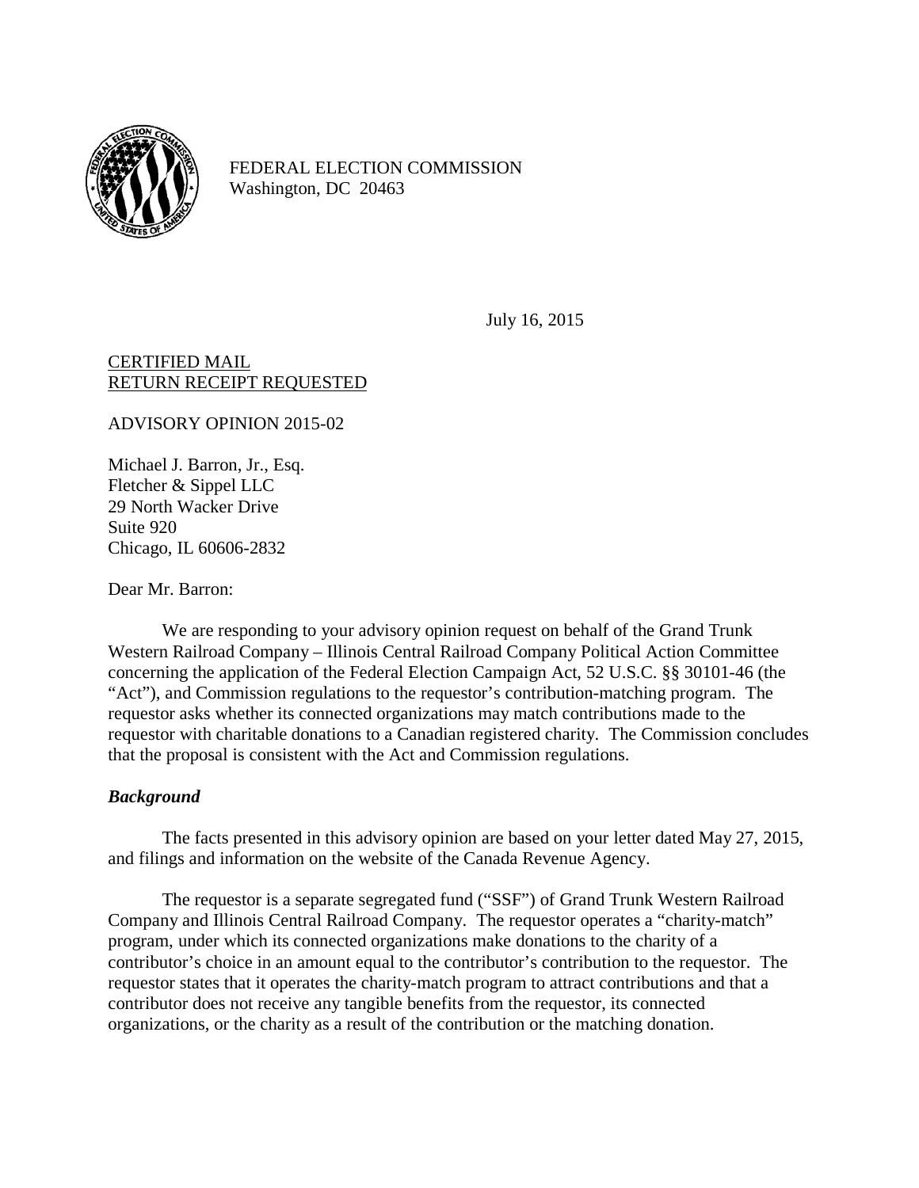FEDERAL ELECTION COMMISSION
Washington, DC 20463

July 16, 2015

<u>CERTIFIED MAIL</u>
<u>RETURN RECEIPT REQUESTED</u>

ADVISORY OPINION 2015-02

Michael J. Barron, Jr., Esq.
Fletcher & Sippel LLC
29 North Wacker Drive
Suite 920
Chicago, IL 60606-2832

Dear Mr. Barron:

We are responding to your advisory opinion request on behalf of the Grand Trunk Western Railroad Company – Illinois Central Railroad Company Political Action Committee concerning the application of the Federal Election Campaign Act, 52 U.S.C. §§ 30101-46 (the "Act"), and Commission regulations to the requestor's contribution-matching program. The requestor asks whether its connected organizations may match contributions made to the requestor with charitable donations to a Canadian registered charity. The Commission concludes that the proposal is consistent with the Act and Commission regulations.

### *Background*

The facts presented in this advisory opinion are based on your letter dated May 27, 2015, and filings and information on the website of the Canada Revenue Agency.

The requestor is a separate segregated fund ("SSF") of Grand Trunk Western Railroad Company and Illinois Central Railroad Company. The requestor operates a "charity-match" program, under which its connected organizations make donations to the charity of a contributor's choice in an amount equal to the contributor's contribution to the requestor. The requestor states that it operates the charity-match program to attract contributions and that a contributor does not receive any tangible benefits from the requestor, its connected organizations, or the charity as a result of the contribution or the matching donation.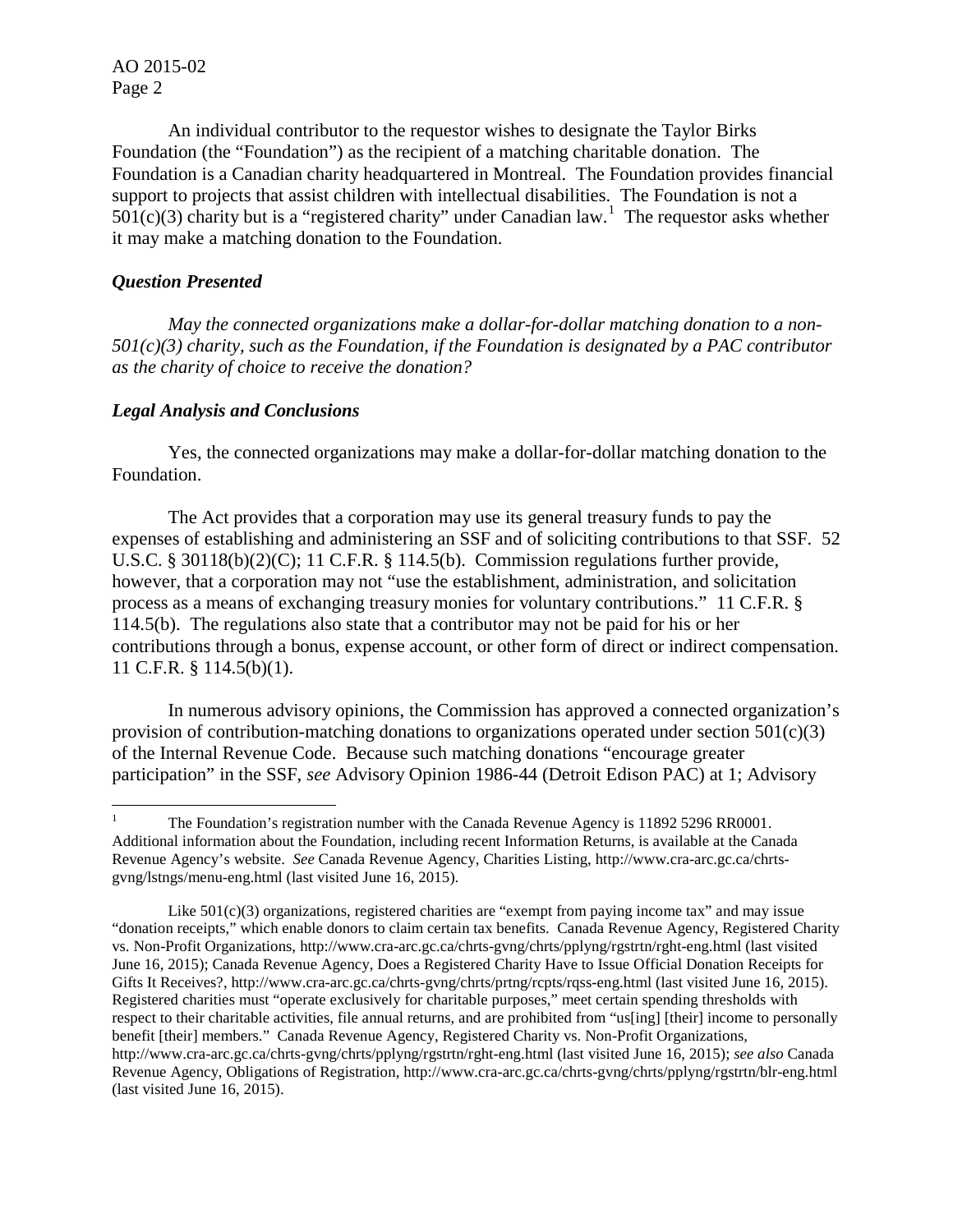An individual contributor to the requestor wishes to designate the Taylor Birks Foundation (the "Foundation") as the recipient of a matching charitable donation. The Foundation is a Canadian charity headquartered in Montreal. The Foundation provides financial support to projects that assist children with intellectual disabilities. The Foundation is not a 501(c)(3) charity but is a "registered charity" under Canadian law.[1] The requestor asks whether it may make a matching donation to the Foundation.

### *Question Presented*

*May the connected organizations make a dollar-for-dollar matching donation to a non-501(c)(3) charity, such as the Foundation, if the Foundation is designated by a PAC contributor as the charity of choice to receive the donation?*

### *Legal Analysis and Conclusions*

Yes, the connected organizations may make a dollar-for-dollar matching donation to the Foundation.

The Act provides that a corporation may use its general treasury funds to pay the expenses of establishing and administering an SSF and of soliciting contributions to that SSF. 52 U.S.C. § 30118(b)(2)(C); 11 C.F.R. § 114.5(b). Commission regulations further provide, however, that a corporation may not "use the establishment, administration, and solicitation process as a means of exchanging treasury monies for voluntary contributions." 11 C.F.R. § 114.5(b). The regulations also state that a contributor may not be paid for his or her contributions through a bonus, expense account, or other form of direct or indirect compensation. 11 C.F.R. § 114.5(b)(1).

In numerous advisory opinions, the Commission has approved a connected organization's provision of contribution-matching donations to organizations operated under section 501(c)(3) of the Internal Revenue Code. Because such matching donations "encourage greater participation" in the SSF, *see* Advisory Opinion 1986-44 (Detroit Edison PAC) at 1; Advisory

---

[1] The Foundation's registration number with the Canada Revenue Agency is 11892 5296 RR0001. Additional information about the Foundation, including recent Information Returns, is available at the Canada Revenue Agency's website. *See* Canada Revenue Agency, Charities Listing, http://www.cra-arc.gc.ca/chrts-gvng/lstngs/menu-eng.html (last visited June 16, 2015).

Like 501(c)(3) organizations, registered charities are "exempt from paying income tax" and may issue "donation receipts," which enable donors to claim certain tax benefits. Canada Revenue Agency, Registered Charity vs. Non-Profit Organizations, http://www.cra-arc.gc.ca/chrts-gvng/chrts/pplyng/rgstrtn/rght-eng.html (last visited June 16, 2015); Canada Revenue Agency, Does a Registered Charity Have to Issue Official Donation Receipts for Gifts It Receives?, http://www.cra-arc.gc.ca/chrts-gvng/chrts/prtng/rcpts/rqss-eng.html (last visited June 16, 2015). Registered charities must "operate exclusively for charitable purposes," meet certain spending thresholds with respect to their charitable activities, file annual returns, and are prohibited from "us[ing] [their] income to personally benefit [their] members." Canada Revenue Agency, Registered Charity vs. Non-Profit Organizations, http://www.cra-arc.gc.ca/chrts-gvng/chrts/pplyng/rgstrtn/rght-eng.html (last visited June 16, 2015); *see also* Canada Revenue Agency, Obligations of Registration, http://www.cra-arc.gc.ca/chrts-gvng/chrts/pplyng/rgstrtn/blr-eng.html (last visited June 16, 2015).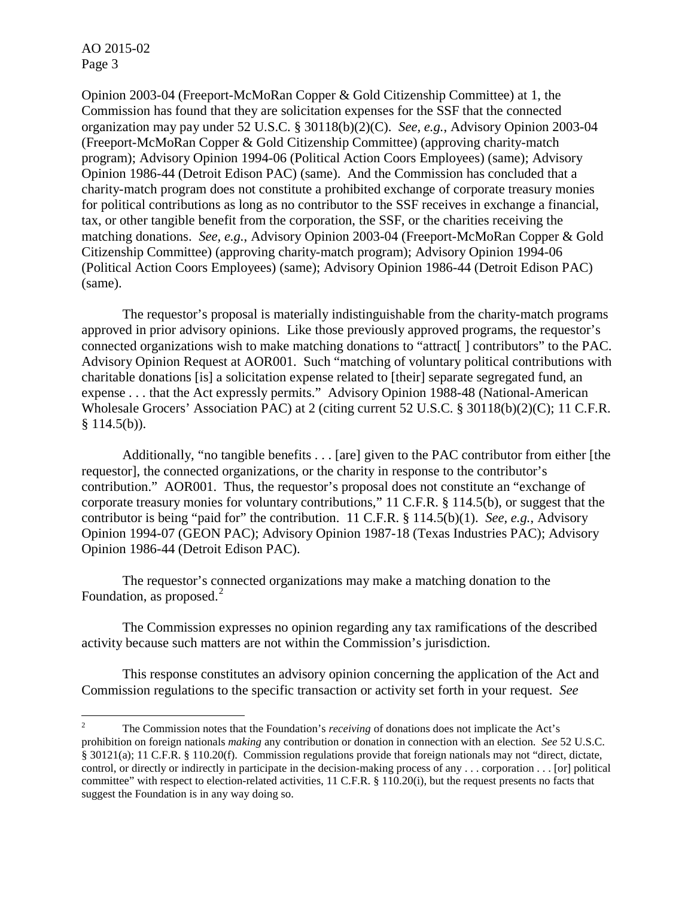Opinion 2003-04 (Freeport-McMoRan Copper & Gold Citizenship Committee) at 1, the Commission has found that they are solicitation expenses for the SSF that the connected organization may pay under 52 U.S.C. § 30118(b)(2)(C). *See, e.g.*, Advisory Opinion 2003-04 (Freeport-McMoRan Copper & Gold Citizenship Committee) (approving charity-match program); Advisory Opinion 1994-06 (Political Action Coors Employees) (same); Advisory Opinion 1986-44 (Detroit Edison PAC) (same). And the Commission has concluded that a charity-match program does not constitute a prohibited exchange of corporate treasury monies for political contributions as long as no contributor to the SSF receives in exchange a financial, tax, or other tangible benefit from the corporation, the SSF, or the charities receiving the matching donations. *See, e.g.*, Advisory Opinion 2003-04 (Freeport-McMoRan Copper & Gold Citizenship Committee) (approving charity-match program); Advisory Opinion 1994-06 (Political Action Coors Employees) (same); Advisory Opinion 1986-44 (Detroit Edison PAC) (same).

The requestor's proposal is materially indistinguishable from the charity-match programs approved in prior advisory opinions. Like those previously approved programs, the requestor's connected organizations wish to make matching donations to "attract[ ] contributors" to the PAC. Advisory Opinion Request at AOR001. Such "matching of voluntary political contributions with charitable donations [is] a solicitation expense related to [their] separate segregated fund, an expense . . . that the Act expressly permits." Advisory Opinion 1988-48 (National-American Wholesale Grocers' Association PAC) at 2 (citing current 52 U.S.C. § 30118(b)(2)(C); 11 C.F.R. § 114.5(b)).

Additionally, "no tangible benefits . . . [are] given to the PAC contributor from either [the requestor], the connected organizations, or the charity in response to the contributor's contribution." AOR001. Thus, the requestor's proposal does not constitute an "exchange of corporate treasury monies for voluntary contributions," 11 C.F.R. § 114.5(b), or suggest that the contributor is being "paid for" the contribution. 11 C.F.R. § 114.5(b)(1). *See, e.g.*, Advisory Opinion 1994-07 (GEON PAC); Advisory Opinion 1987-18 (Texas Industries PAC); Advisory Opinion 1986-44 (Detroit Edison PAC).

The requestor's connected organizations may make a matching donation to the Foundation, as proposed.[2]

The Commission expresses no opinion regarding any tax ramifications of the described activity because such matters are not within the Commission's jurisdiction.

This response constitutes an advisory opinion concerning the application of the Act and Commission regulations to the specific transaction or activity set forth in your request. *See*

---

[2] The Commission notes that the Foundation's *receiving* of donations does not implicate the Act's prohibition on foreign nationals *making* any contribution or donation in connection with an election. *See* 52 U.S.C. § 30121(a); 11 C.F.R. § 110.20(f). Commission regulations provide that foreign nationals may not "direct, dictate, control, or directly or indirectly in participate in the decision-making process of any . . . corporation . . . [or] political committee" with respect to election-related activities, 11 C.F.R. § 110.20(i), but the request presents no facts that suggest the Foundation is in any way doing so.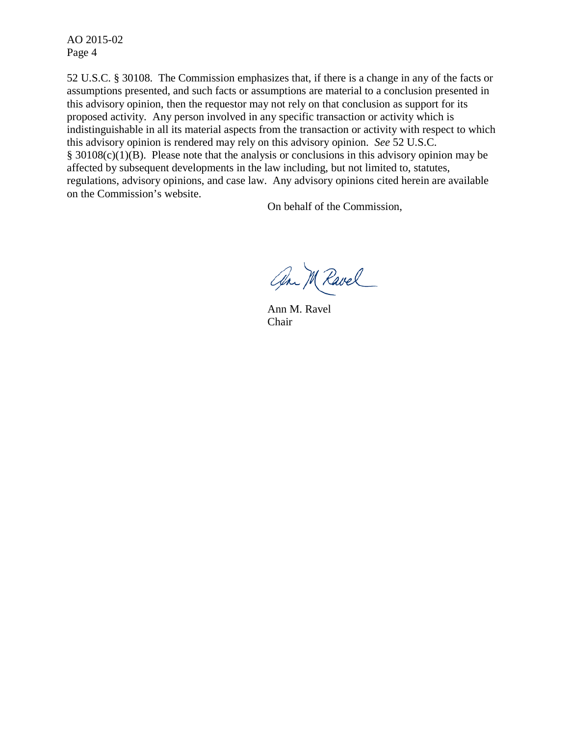52 U.S.C. § 30108. The Commission emphasizes that, if there is a change in any of the facts or assumptions presented, and such facts or assumptions are material to a conclusion presented in this advisory opinion, then the requestor may not rely on that conclusion as support for its proposed activity. Any person involved in any specific transaction or activity which is indistinguishable in all its material aspects from the transaction or activity with respect to which this advisory opinion is rendered may rely on this advisory opinion. *See* 52 U.S.C. § 30108(c)(1)(B). Please note that the analysis or conclusions in this advisory opinion may be affected by subsequent developments in the law including, but not limited to, statutes, regulations, advisory opinions, and case law. Any advisory opinions cited herein are available on the Commission's website.

On behalf of the Commission,

Ann M. Ravel
Chair